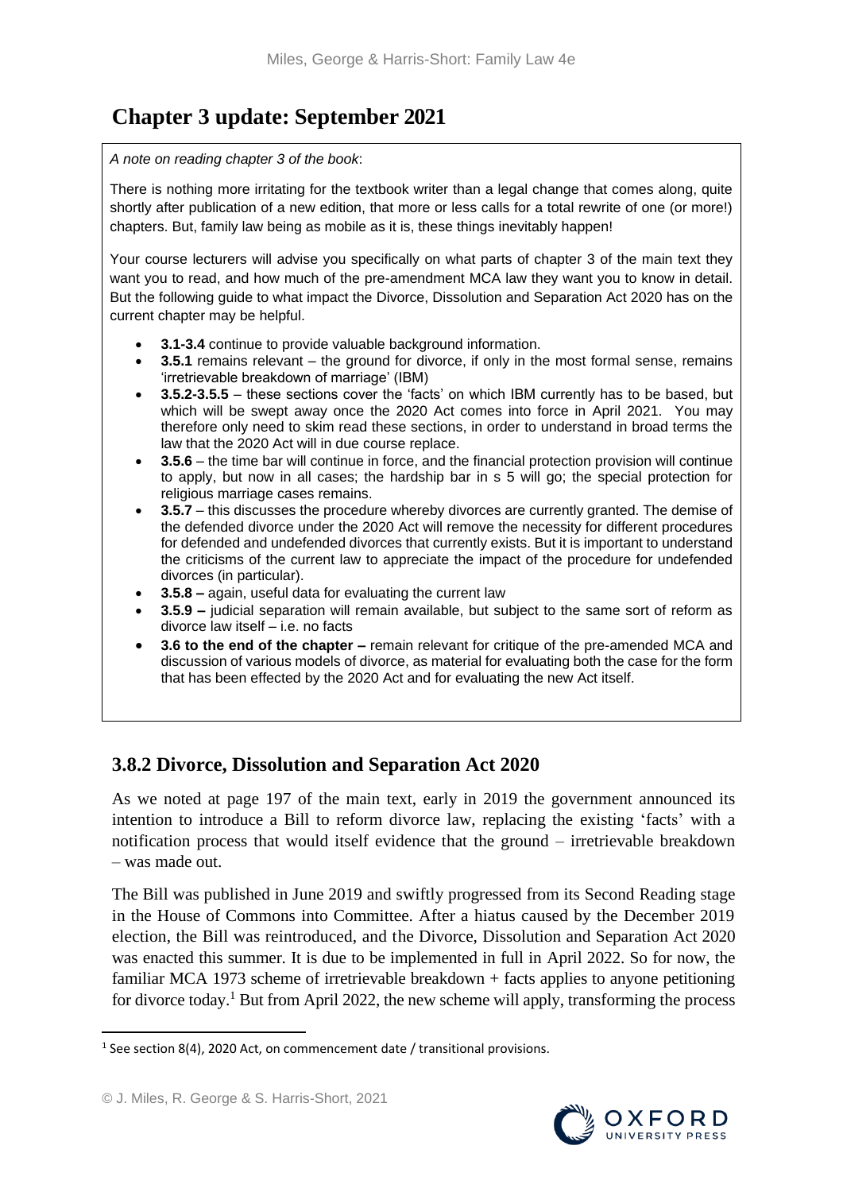# Chapter 3 update: September 2021

*A note on reading chapter 3 of the book*:

There is nothing more irritating for the textbook writer than a legal change that comes along, quite shortly after publication of a new edition, that more or less calls for a total rewrite of one (or more!) chapters. But, family law being as mobile as it is, these things inevitably happen!

Your course lecturers will advise you specifically on what parts of chapter 3 of the main text they want you to read, and how much of the pre-amendment MCA law they want you to know in detail. But the following guide to what impact the Divorce, Dissolution and Separation Act 2020 has on the current chapter may be helpful.

- **3.1-3.4** continue to provide valuable background information.
- **3.5.1** remains relevant – the ground for divorce, if only in the most formal sense, remains 'irretrievable breakdown of marriage' (IBM)
- **3.5.2-3.5.5** – these sections cover the 'facts' on which IBM currently has to be based, but which will be swept away once the 2020 Act comes into force in April 2021. You may therefore only need to skim read these sections, in order to understand in broad terms the law that the 2020 Act will in due course replace.
- **3.5.6** – the time bar will continue in force, and the financial protection provision will continue to apply, but now in all cases; the hardship bar in s 5 will go; the special protection for religious marriage cases remains.
- **3.5.7** – this discusses the procedure whereby divorces are currently granted. The demise of the defended divorce under the 2020 Act will remove the necessity for different procedures for defended and undefended divorces that currently exists. But it is important to understand the criticisms of the current law to appreciate the impact of the procedure for undefended divorces (in particular).
- **3.5.8 –** again, useful data for evaluating the current law
- **3.5.9 –** judicial separation will remain available, but subject to the same sort of reform as divorce law itself – i.e. no facts
- **3.6 to the end of the chapter –** remain relevant for critique of the pre-amended MCA and discussion of various models of divorce, as material for evaluating both the case for the form that has been effected by the 2020 Act and for evaluating the new Act itself.

## 3.8.2 Divorce, Dissolution and Separation Act 2020

As we noted at page 197 of the main text, early in 2019 the government announced its intention to introduce a Bill to reform divorce law, replacing the existing 'facts' with a notification process that would itself evidence that the ground – irretrievable breakdown – was made out.

The Bill was published in June 2019 and swiftly progressed from its Second Reading stage in the House of Commons into Committee. After a hiatus caused by the December 2019 election, the Bill was reintroduced, and the Divorce, Dissolution and Separation Act 2020 was enacted this summer. It is due to be implemented in full in April 2022. So for now, the familiar MCA 1973 scheme of irretrievable breakdown + facts applies to anyone petitioning for divorce today.[1] But from April 2022, the new scheme will apply, transforming the process

[1] See section 8(4), 2020 Act, on commencement date / transitional provisions.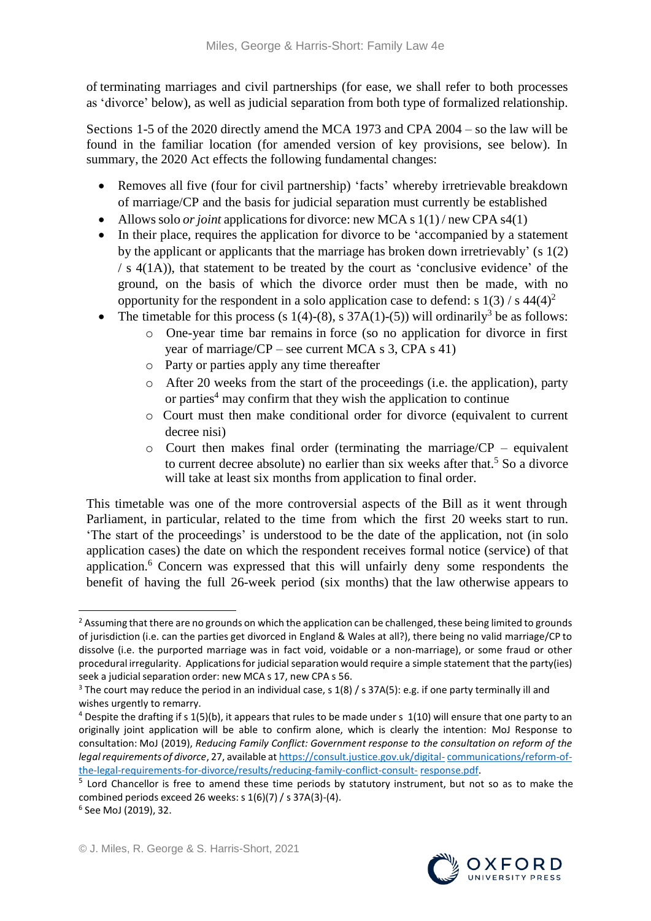of terminating marriages and civil partnerships (for ease, we shall refer to both processes as 'divorce' below), as well as judicial separation from both type of formalized relationship.

Sections 1-5 of the 2020 directly amend the MCA 1973 and CPA 2004 – so the law will be found in the familiar location (for amended version of key provisions, see below). In summary, the 2020 Act effects the following fundamental changes:

- Removes all five (four for civil partnership) 'facts' whereby irretrievable breakdown of marriage/CP and the basis for judicial separation must currently be established
- Allows solo *or joint* applications for divorce: new MCA s 1(1) / new CPA s4(1)
- In their place, requires the application for divorce to be 'accompanied by a statement by the applicant or applicants that the marriage has broken down irretrievably' (s 1(2) / s 4(1A)), that statement to be treated by the court as 'conclusive evidence' of the ground, on the basis of which the divorce order must then be made, with no opportunity for the respondent in a solo application case to defend: s 1(3) / s 44(4)[2]
- The timetable for this process (s 1(4)-(8), s 37A(1)-(5)) will ordinarily[3] be as follows:
    - One-year time bar remains in force (so no application for divorce in first year of marriage/CP – see current MCA s 3, CPA s 41)
    - Party or parties apply any time thereafter
    - After 20 weeks from the start of the proceedings (i.e. the application), party or parties[4] may confirm that they wish the application to continue
    - Court must then make conditional order for divorce (equivalent to current decree nisi)
    - Court then makes final order (terminating the marriage/CP – equivalent to current decree absolute) no earlier than six weeks after that.[5] So a divorce will take at least six months from application to final order.

This timetable was one of the more controversial aspects of the Bill as it went through Parliament, in particular, related to the time from which the first 20 weeks start to run. 'The start of the proceedings' is understood to be the date of the application, not (in solo application cases) the date on which the respondent receives formal notice (service) of that application.[6] Concern was expressed that this will unfairly deny some respondents the benefit of having the full 26-week period (six months) that the law otherwise appears to

---

[2] Assuming that there are no grounds on which the application can be challenged, these being limited to grounds of jurisdiction (i.e. can the parties get divorced in England & Wales at all?), there being no valid marriage/CP to dissolve (i.e. the purported marriage was in fact void, voidable or a non-marriage), or some fraud or other procedural irregularity. Applications for judicial separation would require a simple statement that the party(ies) seek a judicial separation order: new MCA s 17, new CPA s 56.

[3] The court may reduce the period in an individual case, s 1(8) / s 37A(5): e.g. if one party terminally ill and wishes urgently to remarry.

[4] Despite the drafting if s 1(5)(b), it appears that rules to be made under s 1(10) will ensure that one party to an originally joint application will be able to confirm alone, which is clearly the intention: MoJ Response to consultation: MoJ (2019), *Reducing Family Conflict: Government response to the consultation on reform of the legal requirements of divorce*, 27, available at https://consult.justice.gov.uk/digital-communications/reform-of-the-legal-requirements-for-divorce/results/reducing-family-conflict-consult-response.pdf.

[5] Lord Chancellor is free to amend these time periods by statutory instrument, but not so as to make the combined periods exceed 26 weeks: s 1(6)(7) / s 37A(3)-(4).

[6] See MoJ (2019), 32.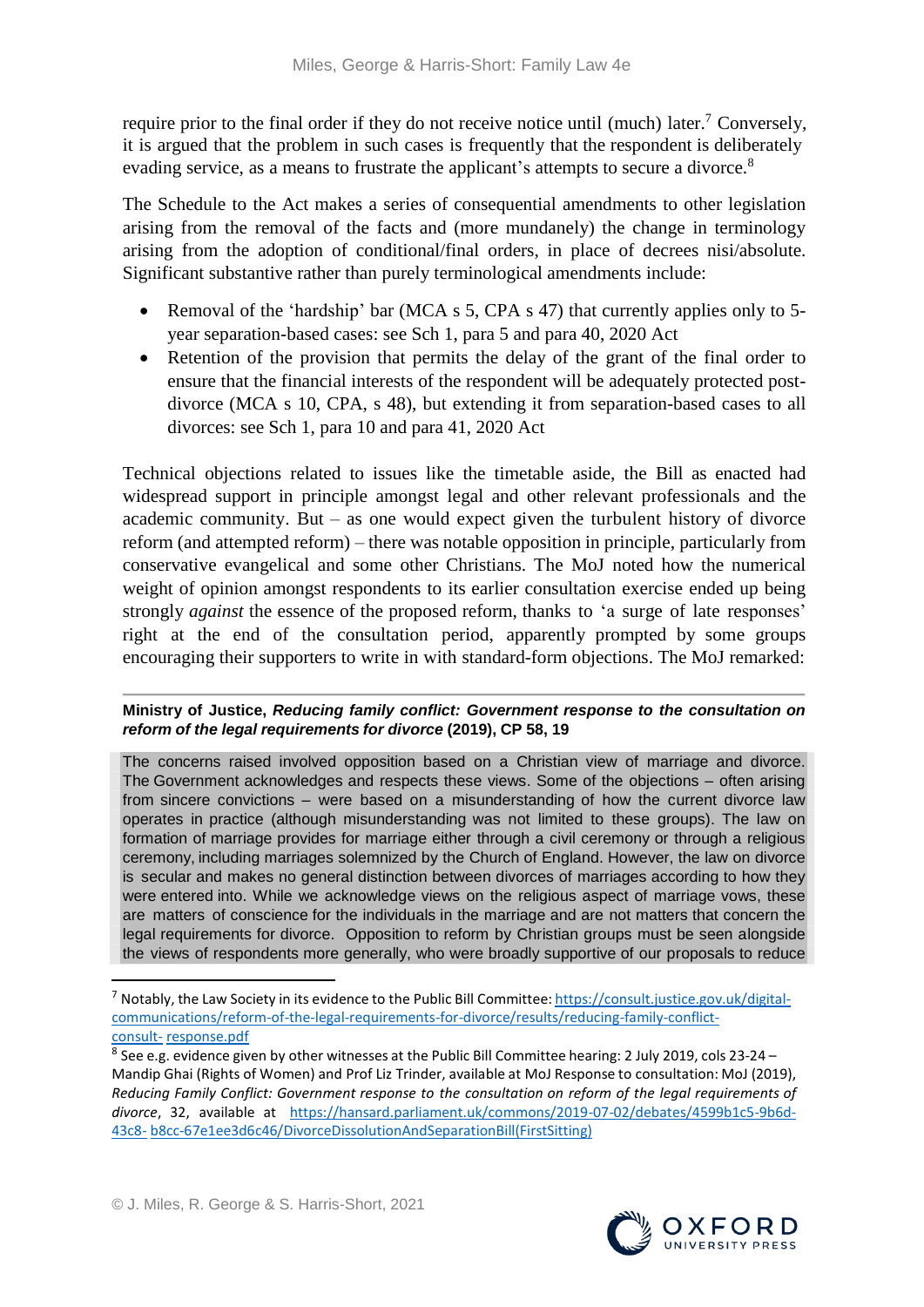require prior to the final order if they do not receive notice until (much) later.[7] Conversely, it is argued that the problem in such cases is frequently that the respondent is deliberately evading service, as a means to frustrate the applicant's attempts to secure a divorce.[8]

The Schedule to the Act makes a series of consequential amendments to other legislation arising from the removal of the facts and (more mundanely) the change in terminology arising from the adoption of conditional/final orders, in place of decrees nisi/absolute. Significant substantive rather than purely terminological amendments include:

- Removal of the 'hardship' bar (MCA s 5, CPA s 47) that currently applies only to 5-year separation-based cases: see Sch 1, para 5 and para 40, 2020 Act
- Retention of the provision that permits the delay of the grant of the final order to ensure that the financial interests of the respondent will be adequately protected post-divorce (MCA s 10, CPA, s 48), but extending it from separation-based cases to all divorces: see Sch 1, para 10 and para 41, 2020 Act

Technical objections related to issues like the timetable aside, the Bill as enacted had widespread support in principle amongst legal and other relevant professionals and the academic community. But – as one would expect given the turbulent history of divorce reform (and attempted reform) – there was notable opposition in principle, particularly from conservative evangelical and some other Christians. The MoJ noted how the numerical weight of opinion amongst respondents to its earlier consultation exercise ended up being strongly *against* the essence of the proposed reform, thanks to 'a surge of late responses' right at the end of the consultation period, apparently prompted by some groups encouraging their supporters to write in with standard-form objections. The MoJ remarked:

**Ministry of Justice, *Reducing family conflict: Government response to the consultation on reform of the legal requirements for divorce* (2019), CP 58, 19**

> The concerns raised involved opposition based on a Christian view of marriage and divorce. The Government acknowledges and respects these views. Some of the objections – often arising from sincere convictions – were based on a misunderstanding of how the current divorce law operates in practice (although misunderstanding was not limited to these groups). The law on formation of marriage provides for marriage either through a civil ceremony or through a religious ceremony, including marriages solemnized by the Church of England. However, the law on divorce is secular and makes no general distinction between divorces of marriages according to how they were entered into. While we acknowledge views on the religious aspect of marriage vows, these are matters of conscience for the individuals in the marriage and are not matters that concern the legal requirements for divorce. Opposition to reform by Christian groups must be seen alongside the views of respondents more generally, who were broadly supportive of our proposals to reduce

---

[7] Notably, the Law Society in its evidence to the Public Bill Committee: https://consult.justice.gov.uk/digital-communications/reform-of-the-legal-requirements-for-divorce/results/reducing-family-conflict-consult- response.pdf

[8] See e.g. evidence given by other witnesses at the Public Bill Committee hearing: 2 July 2019, cols 23-24 – Mandip Ghai (Rights of Women) and Prof Liz Trinder, available at MoJ Response to consultation: MoJ (2019), *Reducing Family Conflict: Government response to the consultation on reform of the legal requirements of divorce*, 32, available at https://hansard.parliament.uk/commons/2019-07-02/debates/4599b1c5-9b6d-43c8- b8cc-67e1ee3d6c46/DivorceDissolutionAndSeparationBill(FirstSitting)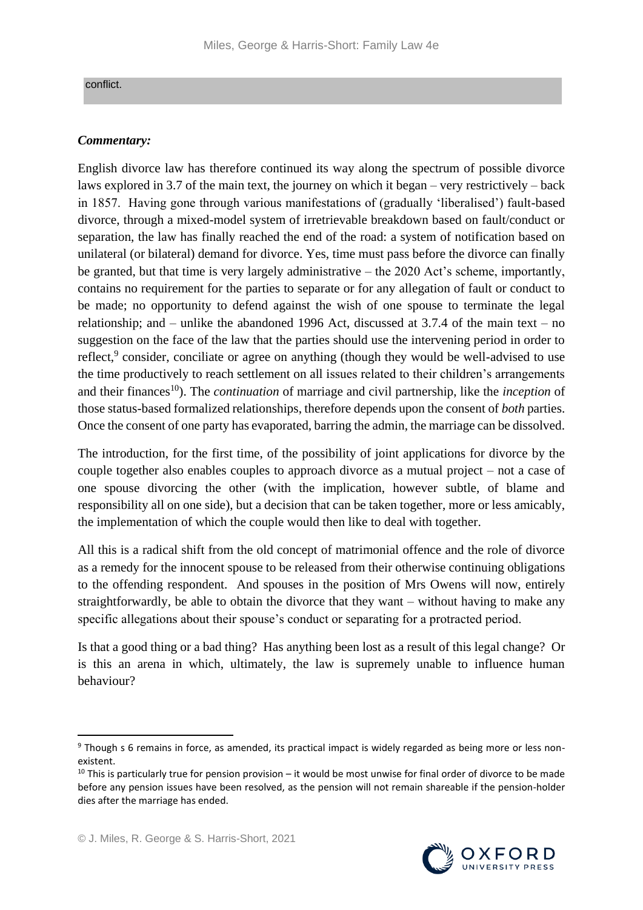conflict.

***Commentary:***

English divorce law has therefore continued its way along the spectrum of possible divorce laws explored in 3.7 of the main text, the journey on which it began – very restrictively – back in 1857. Having gone through various manifestations of (gradually 'liberalised') fault-based divorce, through a mixed-model system of irretrievable breakdown based on fault/conduct or separation, the law has finally reached the end of the road: a system of notification based on unilateral (or bilateral) demand for divorce. Yes, time must pass before the divorce can finally be granted, but that time is very largely administrative – the 2020 Act's scheme, importantly, contains no requirement for the parties to separate or for any allegation of fault or conduct to be made; no opportunity to defend against the wish of one spouse to terminate the legal relationship; and – unlike the abandoned 1996 Act, discussed at 3.7.4 of the main text – no suggestion on the face of the law that the parties should use the intervening period in order to reflect,[9] consider, conciliate or agree on anything (though they would be well-advised to use the time productively to reach settlement on all issues related to their children's arrangements and their finances[10]). The *continuation* of marriage and civil partnership, like the *inception* of those status-based formalized relationships, therefore depends upon the consent of *both* parties. Once the consent of one party has evaporated, barring the admin, the marriage can be dissolved.

The introduction, for the first time, of the possibility of joint applications for divorce by the couple together also enables couples to approach divorce as a mutual project – not a case of one spouse divorcing the other (with the implication, however subtle, of blame and responsibility all on one side), but a decision that can be taken together, more or less amicably, the implementation of which the couple would then like to deal with together.

All this is a radical shift from the old concept of matrimonial offence and the role of divorce as a remedy for the innocent spouse to be released from their otherwise continuing obligations to the offending respondent. And spouses in the position of Mrs Owens will now, entirely straightforwardly, be able to obtain the divorce that they want – without having to make any specific allegations about their spouse's conduct or separating for a protracted period.

Is that a good thing or a bad thing? Has anything been lost as a result of this legal change? Or is this an arena in which, ultimately, the law is supremely unable to influence human behaviour?

---

[9] Though s 6 remains in force, as amended, its practical impact is widely regarded as being more or less non-existent.

[10] This is particularly true for pension provision – it would be most unwise for final order of divorce to be made before any pension issues have been resolved, as the pension will not remain shareable if the pension-holder dies after the marriage has ended.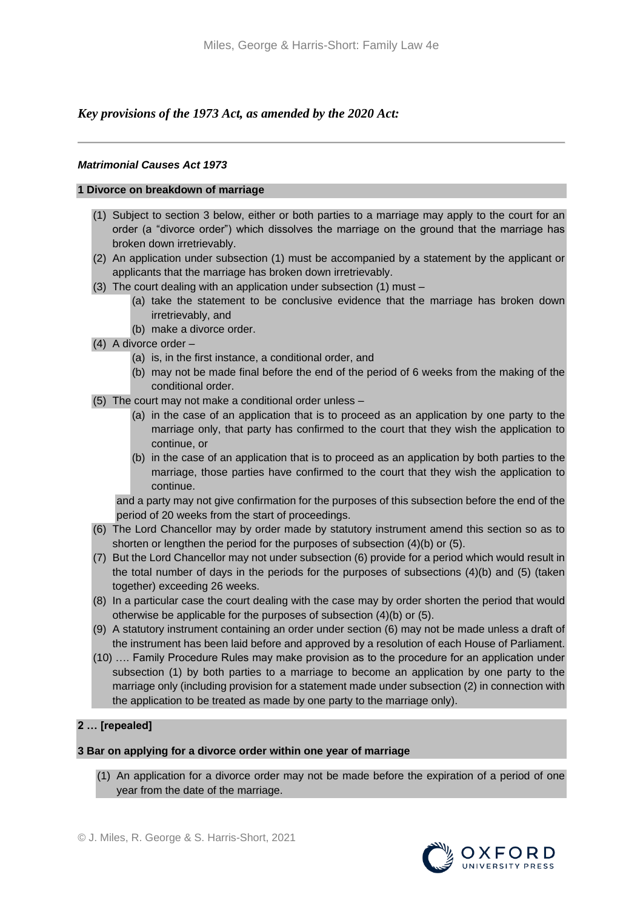*Key provisions of the 1973 Act, as amended by the 2020 Act:*

---

***Matrimonial Causes Act 1973***

**1 Divorce on breakdown of marriage**

(1) Subject to section 3 below, either or both parties to a marriage may apply to the court for an order (a "divorce order") which dissolves the marriage on the ground that the marriage has broken down irretrievably.

(2) An application under subsection (1) must be accompanied by a statement by the applicant or applicants that the marriage has broken down irretrievably.

(3) The court dealing with an application under subsection (1) must –

  (a) take the statement to be conclusive evidence that the marriage has broken down irretrievably, and

  (b) make a divorce order.

(4) A divorce order –

  (a) is, in the first instance, a conditional order, and

  (b) may not be made final before the end of the period of 6 weeks from the making of the conditional order.

(5) The court may not make a conditional order unless –

  (a) in the case of an application that is to proceed as an application by one party to the marriage only, that party has confirmed to the court that they wish the application to continue, or

  (b) in the case of an application that is to proceed as an application by both parties to the marriage, those parties have confirmed to the court that they wish the application to continue.

and a party may not give confirmation for the purposes of this subsection before the end of the period of 20 weeks from the start of proceedings.

(6) The Lord Chancellor may by order made by statutory instrument amend this section so as to shorten or lengthen the period for the purposes of subsection (4)(b) or (5).

(7) But the Lord Chancellor may not under subsection (6) provide for a period which would result in the total number of days in the periods for the purposes of subsections (4)(b) and (5) (taken together) exceeding 26 weeks.

(8) In a particular case the court dealing with the case may by order shorten the period that would otherwise be applicable for the purposes of subsection (4)(b) or (5).

(9) A statutory instrument containing an order under section (6) may not be made unless a draft of the instrument has been laid before and approved by a resolution of each House of Parliament.

(10) …. Family Procedure Rules may make provision as to the procedure for an application under subsection (1) by both parties to a marriage to become an application by one party to the marriage only (including provision for a statement made under subsection (2) in connection with the application to be treated as made by one party to the marriage only).

**2 … [repealed]**

**3 Bar on applying for a divorce order within one year of marriage**

(1) An application for a divorce order may not be made before the expiration of a period of one year from the date of the marriage.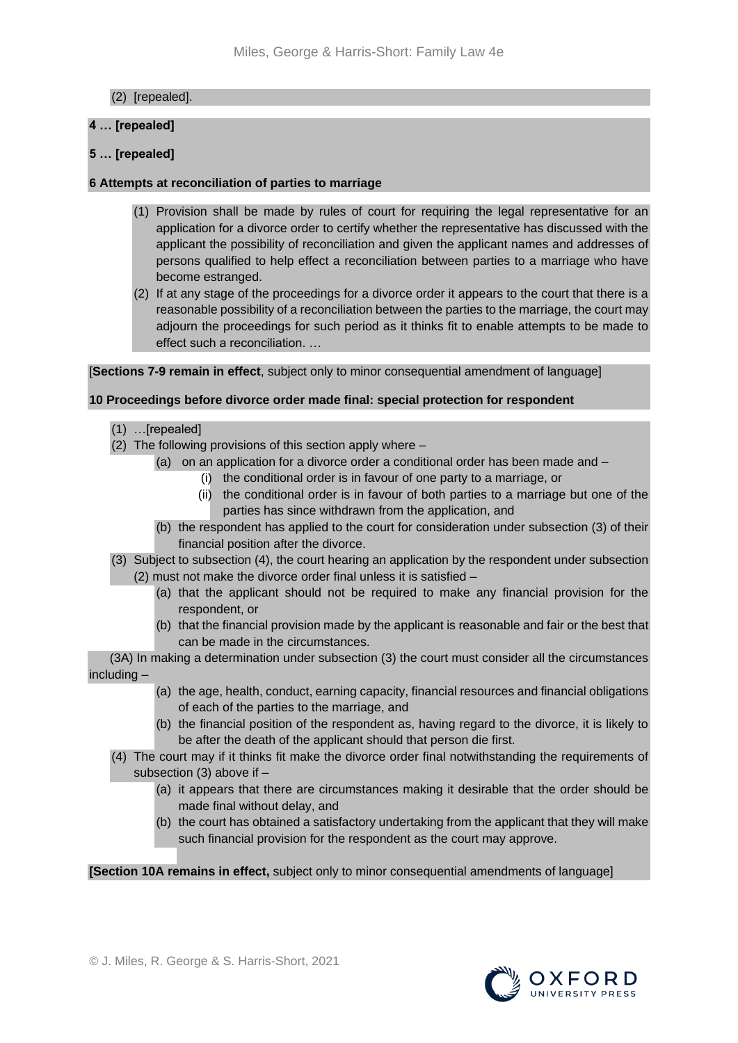(2) [repealed].

**4 … [repealed]**

**5 … [repealed]**

**6 Attempts at reconciliation of parties to marriage**

(1) Provision shall be made by rules of court for requiring the legal representative for an application for a divorce order to certify whether the representative has discussed with the applicant the possibility of reconciliation and given the applicant names and addresses of persons qualified to help effect a reconciliation between parties to a marriage who have become estranged.

(2) If at any stage of the proceedings for a divorce order it appears to the court that there is a reasonable possibility of a reconciliation between the parties to the marriage, the court may adjourn the proceedings for such period as it thinks fit to enable attempts to be made to effect such a reconciliation. …

[**Sections 7-9 remain in effect**, subject only to minor consequential amendment of language]

**10 Proceedings before divorce order made final: special protection for respondent**

(1) …[repealed]

(2) The following provisions of this section apply where –

  (a) on an application for a divorce order a conditional order has been made and –

    (i) the conditional order is in favour of one party to a marriage, or

    (ii) the conditional order is in favour of both parties to a marriage but one of the parties has since withdrawn from the application, and

  (b) the respondent has applied to the court for consideration under subsection (3) of their financial position after the divorce.

(3) Subject to subsection (4), the court hearing an application by the respondent under subsection (2) must not make the divorce order final unless it is satisfied –

  (a) that the applicant should not be required to make any financial provision for the respondent, or

  (b) that the financial provision made by the applicant is reasonable and fair or the best that can be made in the circumstances.

(3A) In making a determination under subsection (3) the court must consider all the circumstances including –

  (a) the age, health, conduct, earning capacity, financial resources and financial obligations of each of the parties to the marriage, and

  (b) the financial position of the respondent as, having regard to the divorce, it is likely to be after the death of the applicant should that person die first.

(4) The court may if it thinks fit make the divorce order final notwithstanding the requirements of subsection (3) above if –

  (a) it appears that there are circumstances making it desirable that the order should be made final without delay, and

  (b) the court has obtained a satisfactory undertaking from the applicant that they will make such financial provision for the respondent as the court may approve.

**[Section 10A remains in effect,** subject only to minor consequential amendments of language]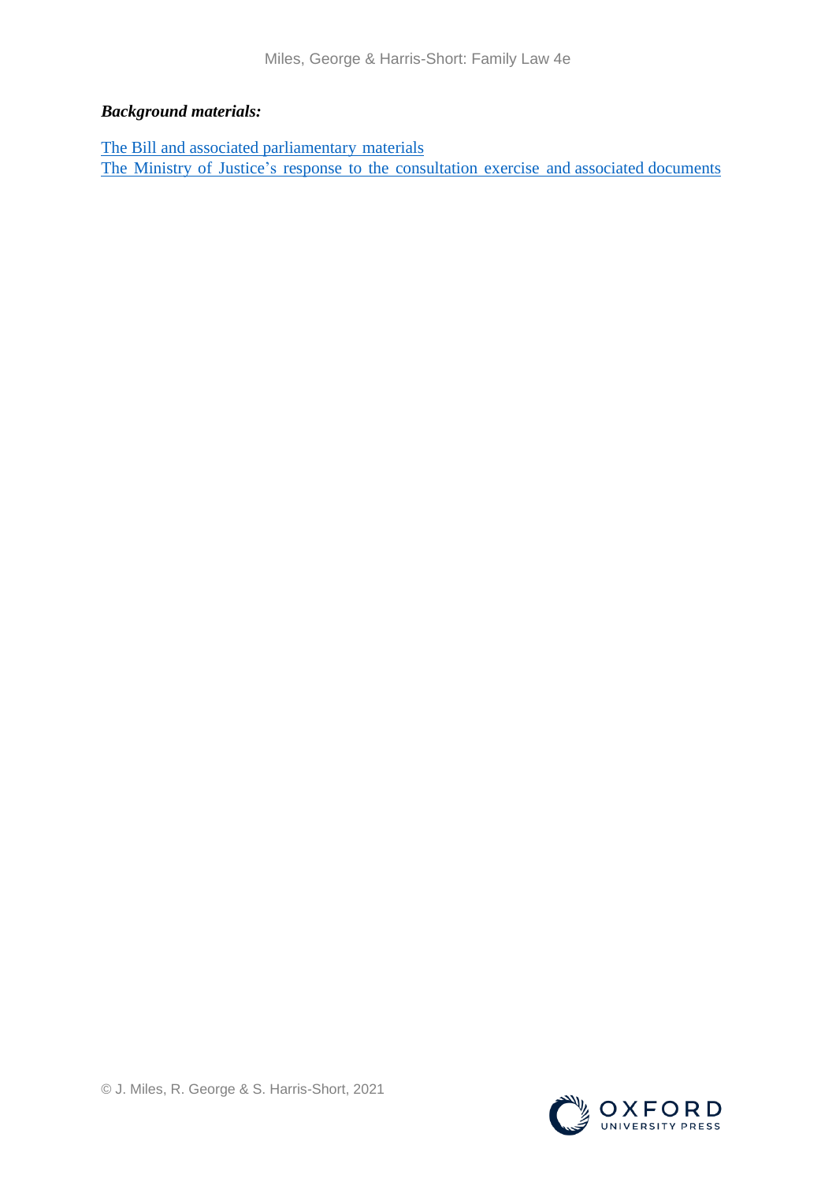***Background materials:***

The Bill and associated parliamentary materials

The Ministry of Justice's response to the consultation exercise and associated documents